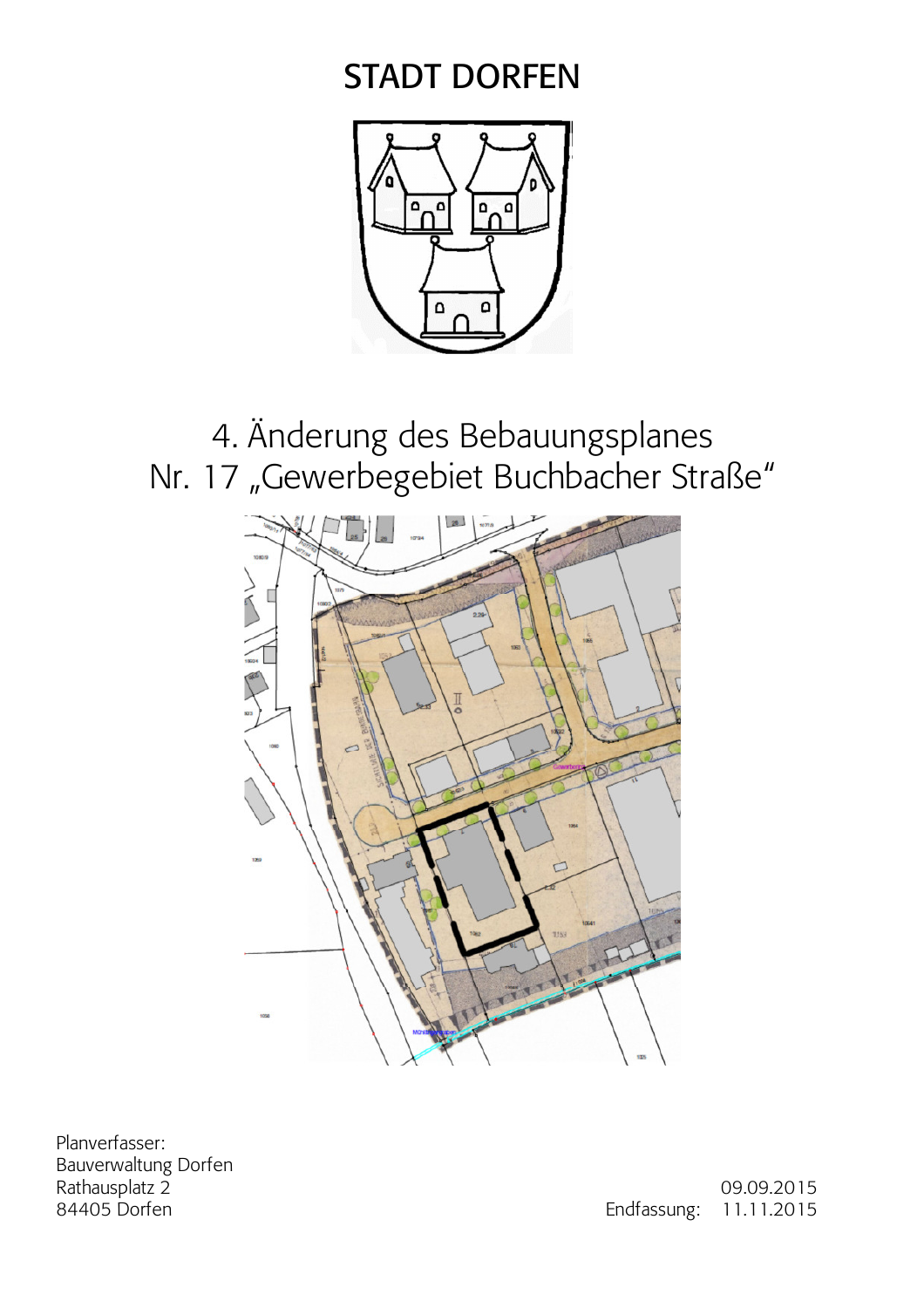# STADT DORFEN

## 4. Änderung des Bebauungsplanes Nr. 17 „Gewerbegebiet Buchbacher Straße"

Planverfasser:
Bauverwaltung Dorfen
Rathausplatz 2
84405 Dorfen

09.09.2015
Endfassung: 11.11.2015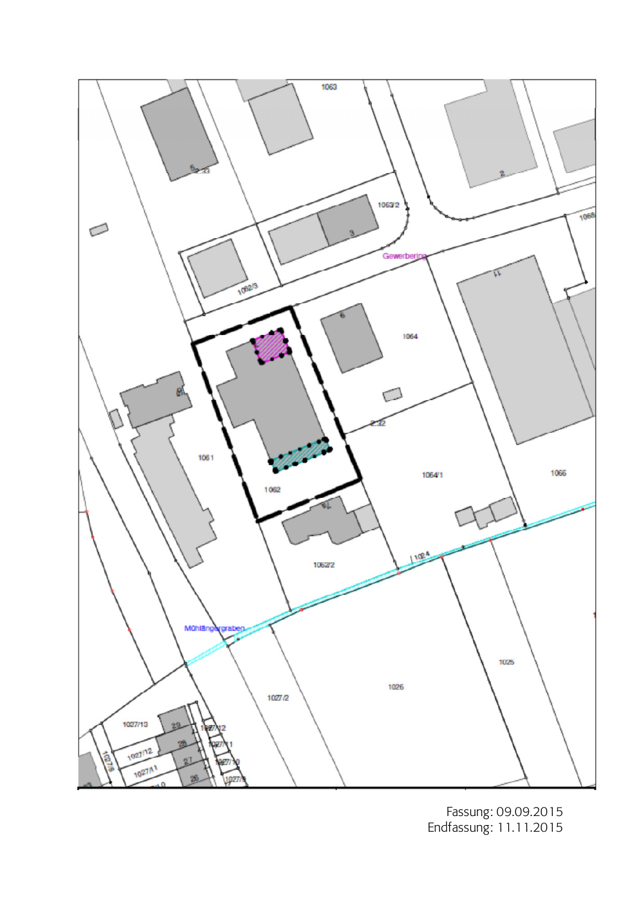Fassung: 09.09.2015
Endfassung: 11.11.2015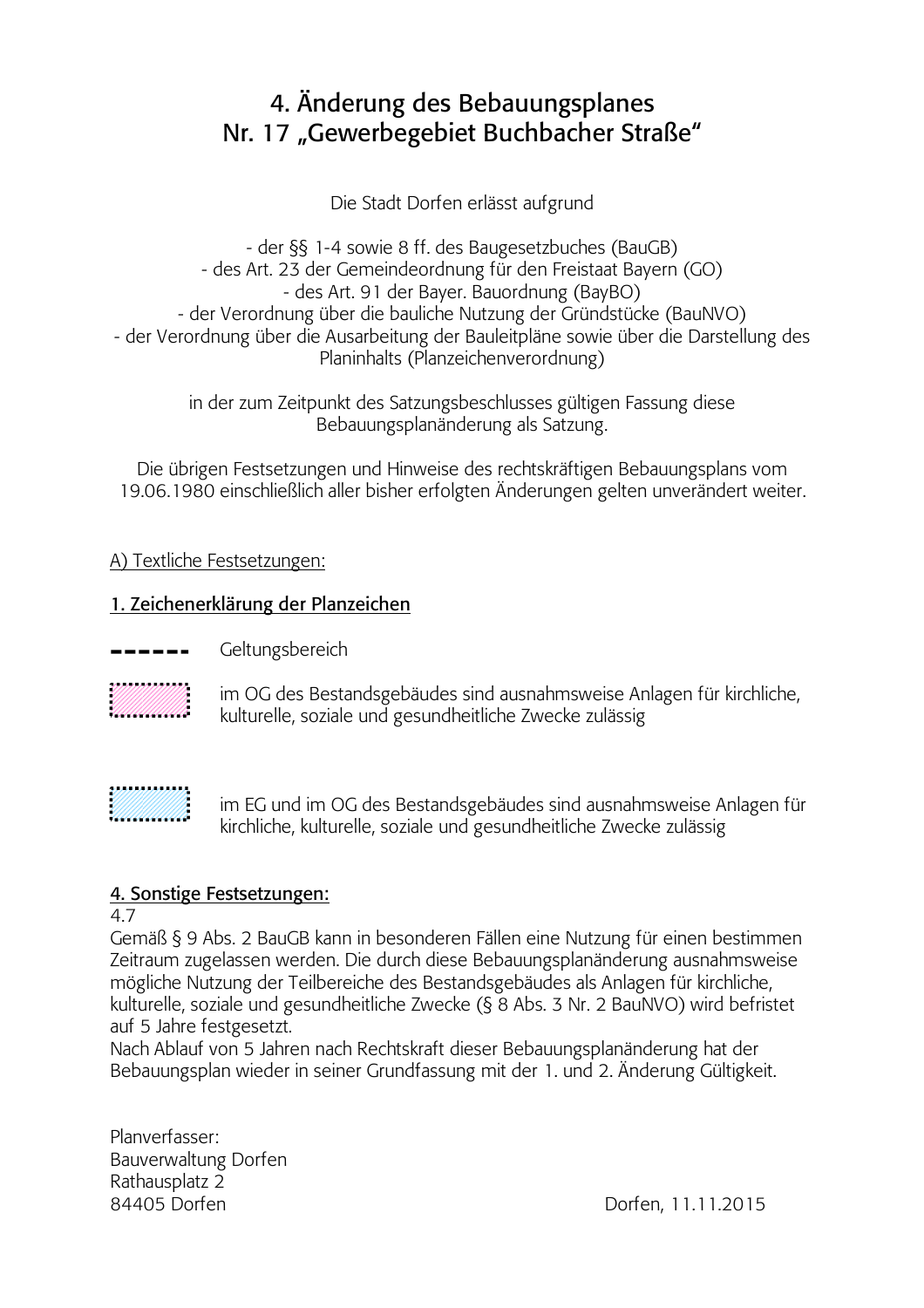# 4. Änderung des Bebauungsplanes Nr. 17 „Gewerbegebiet Buchbacher Straße“

Die Stadt Dorfen erlässt aufgrund

- der §§ 1-4 sowie 8 ff. des Baugesetzbuches (BauGB)
- des Art. 23 der Gemeindeordnung für den Freistaat Bayern (GO)
- des Art. 91 der Bayer. Bauordnung (BayBO)
- der Verordnung über die bauliche Nutzung der Gründstücke (BauNVO)
- der Verordnung über die Ausarbeitung der Bauleitpläne sowie über die Darstellung des Planinhalts (Planzeichenverordnung)

in der zum Zeitpunkt des Satzungsbeschlusses gültigen Fassung diese Bebauungsplanänderung als Satzung.

Die übrigen Festsetzungen und Hinweise des rechtskräftigen Bebauungsplans vom 19.06.1980 einschließlich aller bisher erfolgten Änderungen gelten unverändert weiter.

A) Textliche Festsetzungen:

## 1. Zeichenerklärung der Planzeichen

- - - - - - Geltungsbereich

im OG des Bestandsgebäudes sind ausnahmsweise Anlagen für kirchliche, kulturelle, soziale und gesundheitliche Zwecke zulässig

im EG und im OG des Bestandsgebäudes sind ausnahmsweise Anlagen für kirchliche, kulturelle, soziale und gesundheitliche Zwecke zulässig

## 4. Sonstige Festsetzungen:

4.7
Gemäß § 9 Abs. 2 BauGB kann in besonderen Fällen eine Nutzung für einen bestimmen Zeitraum zugelassen werden. Die durch diese Bebauungsplanänderung ausnahmsweise mögliche Nutzung der Teilbereiche des Bestandsgebäudes als Anlagen für kirchliche, kulturelle, soziale und gesundheitliche Zwecke (§ 8 Abs. 3 Nr. 2 BauNVO) wird befristet auf 5 Jahre festgesetzt.
Nach Ablauf von 5 Jahren nach Rechtskraft dieser Bebauungsplanänderung hat der Bebauungsplan wieder in seiner Grundfassung mit der 1. und 2. Änderung Gültigkeit.

Planverfasser:
Bauverwaltung Dorfen
Rathausplatz 2
84405 Dorfen

Dorfen, 11.11.2015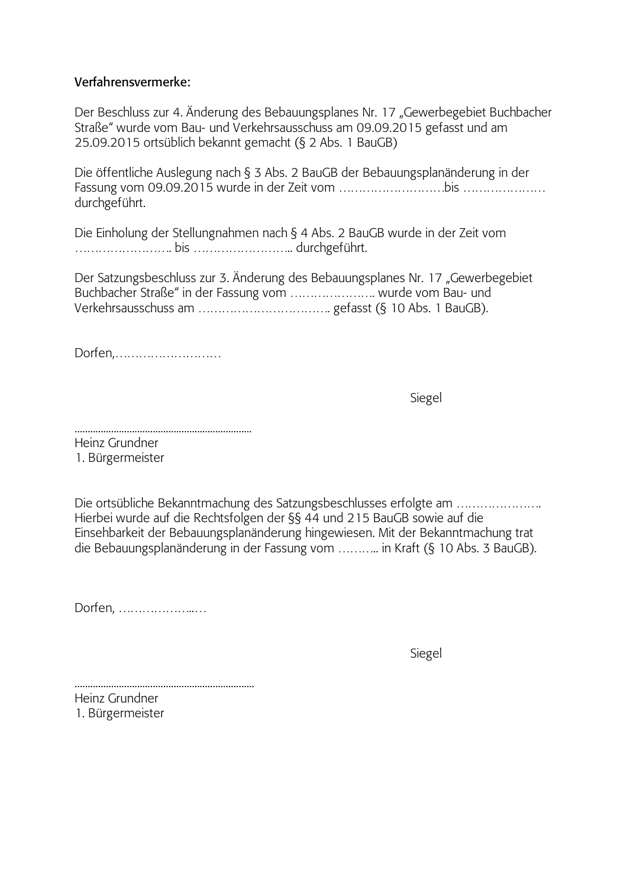Verfahrensvermerke:

Der Beschluss zur 4. Änderung des Bebauungsplanes Nr. 17 „Gewerbegebiet Buchbacher Straße" wurde vom Bau- und Verkehrsausschuss am 09.09.2015 gefasst und am 25.09.2015 ortsüblich bekannt gemacht (§ 2 Abs. 1 BauGB)

Die öffentliche Auslegung nach § 3 Abs. 2 BauGB der Bebauungsplanänderung in der Fassung vom 09.09.2015 wurde in der Zeit vom ……………………….bis …………………. durchgeführt.

Die Einholung der Stellungnahmen nach § 4 Abs. 2 BauGB wurde in der Zeit vom …………………….. bis …………………….. durchgeführt.

Der Satzungsbeschluss zur 3. Änderung des Bebauungsplanes Nr. 17 „Gewerbegebiet Buchbacher Straße" in der Fassung vom ………………….. wurde vom Bau- und Verkehrsausschuss am …………………………….. gefasst (§ 10 Abs. 1 BauGB).

Dorfen,……………………….

Siegel

...................................................................
Heinz Grundner
1. Bürgermeister

Die ortsübliche Bekanntmachung des Satzungsbeschlusses erfolgte am ………………….. Hierbei wurde auf die Rechtsfolgen der §§ 44 und 215 BauGB sowie auf die Einsehbarkeit der Bebauungsplanänderung hingewiesen. Mit der Bekanntmachung trat die Bebauungsplanänderung in der Fassung vom ……….. in Kraft (§ 10 Abs. 3 BauGB).

Dorfen, ………………..…

Siegel

...................................................................
Heinz Grundner
1. Bürgermeister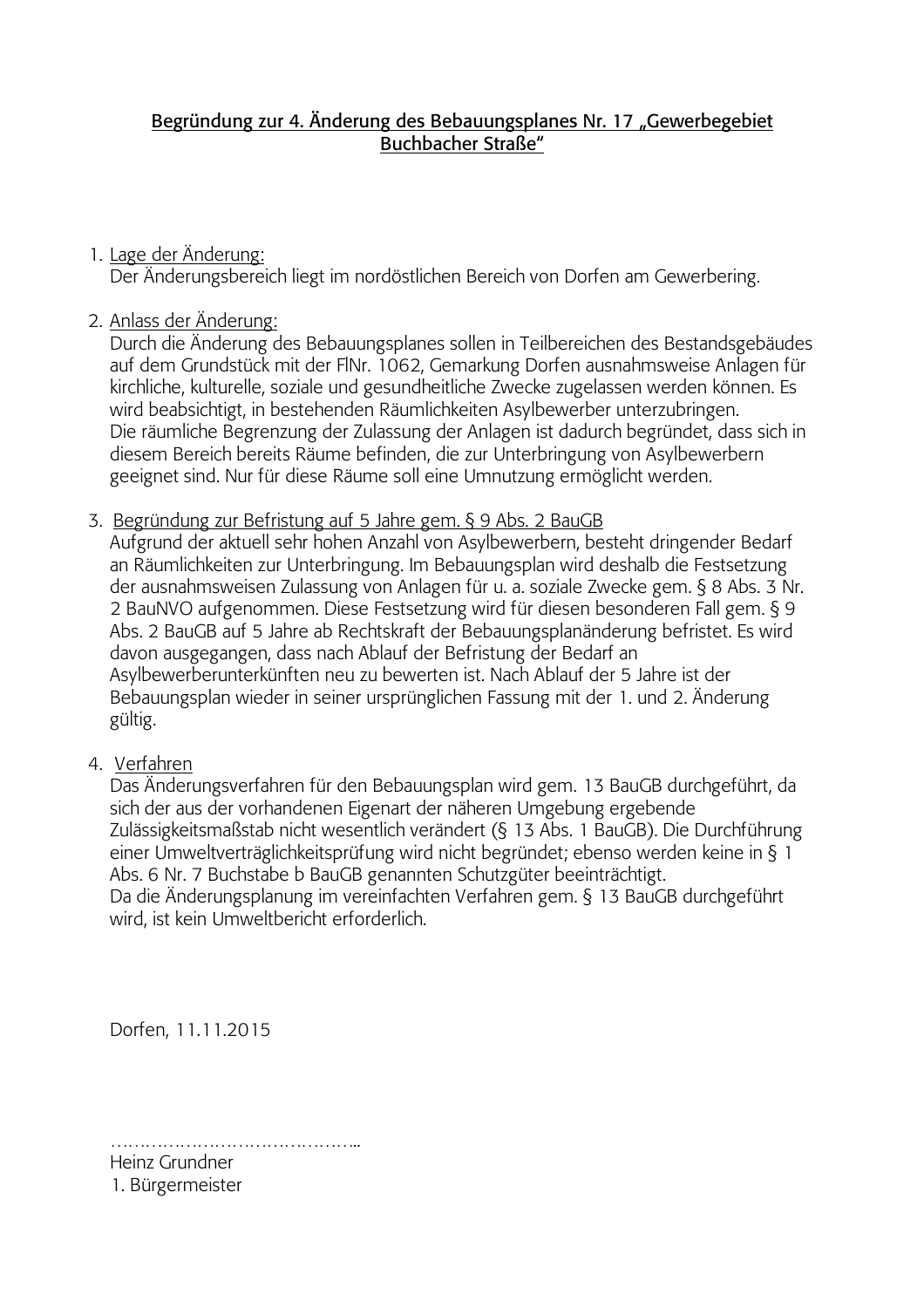# Begründung zur 4. Änderung des Bebauungsplanes Nr. 17 „Gewerbegebiet Buchbacher Straße“

1. Lage der Änderung:
   Der Änderungsbereich liegt im nordöstlichen Bereich von Dorfen am Gewerbering.

2. Anlass der Änderung:
   Durch die Änderung des Bebauungsplanes sollen in Teilbereichen des Bestandsgebäudes auf dem Grundstück mit der FlNr. 1062, Gemarkung Dorfen ausnahmsweise Anlagen für kirchliche, kulturelle, soziale und gesundheitliche Zwecke zugelassen werden können. Es wird beabsichtigt, in bestehenden Räumlichkeiten Asylbewerber unterzubringen.
   Die räumliche Begrenzung der Zulassung der Anlagen ist dadurch begründet, dass sich in diesem Bereich bereits Räume befinden, die zur Unterbringung von Asylbewerbern geeignet sind. Nur für diese Räume soll eine Umnutzung ermöglicht werden.

3. Begründung zur Befristung auf 5 Jahre gem. § 9 Abs. 2 BauGB
   Aufgrund der aktuell sehr hohen Anzahl von Asylbewerbern, besteht dringender Bedarf an Räumlichkeiten zur Unterbringung. Im Bebauungsplan wird deshalb die Festsetzung der ausnahmsweisen Zulassung von Anlagen für u. a. soziale Zwecke gem. § 8 Abs. 3 Nr. 2 BauNVO aufgenommen. Diese Festsetzung wird für diesen besonderen Fall gem. § 9 Abs. 2 BauGB auf 5 Jahre ab Rechtskraft der Bebauungsplanänderung befristet. Es wird davon ausgegangen, dass nach Ablauf der Befristung der Bedarf an Asylbewerberunterkünften neu zu bewerten ist. Nach Ablauf der 5 Jahre ist der Bebauungsplan wieder in seiner ursprünglichen Fassung mit der 1. und 2. Änderung gültig.

4. Verfahren
   Das Änderungsverfahren für den Bebauungsplan wird gem. 13 BauGB durchgeführt, da sich der aus der vorhandenen Eigenart der näheren Umgebung ergebende Zulässigkeitsmaßstab nicht wesentlich verändert (§ 13 Abs. 1 BauGB). Die Durchführung einer Umweltverträglichkeitsprüfung wird nicht begründet; ebenso werden keine in § 1 Abs. 6 Nr. 7 Buchstabe b BauGB genannten Schutzgüter beeinträchtigt.
   Da die Änderungsplanung im vereinfachten Verfahren gem. § 13 BauGB durchgeführt wird, ist kein Umweltbericht erforderlich.

Dorfen, 11.11.2015

……………………………………..
Heinz Grundner
1. Bürgermeister